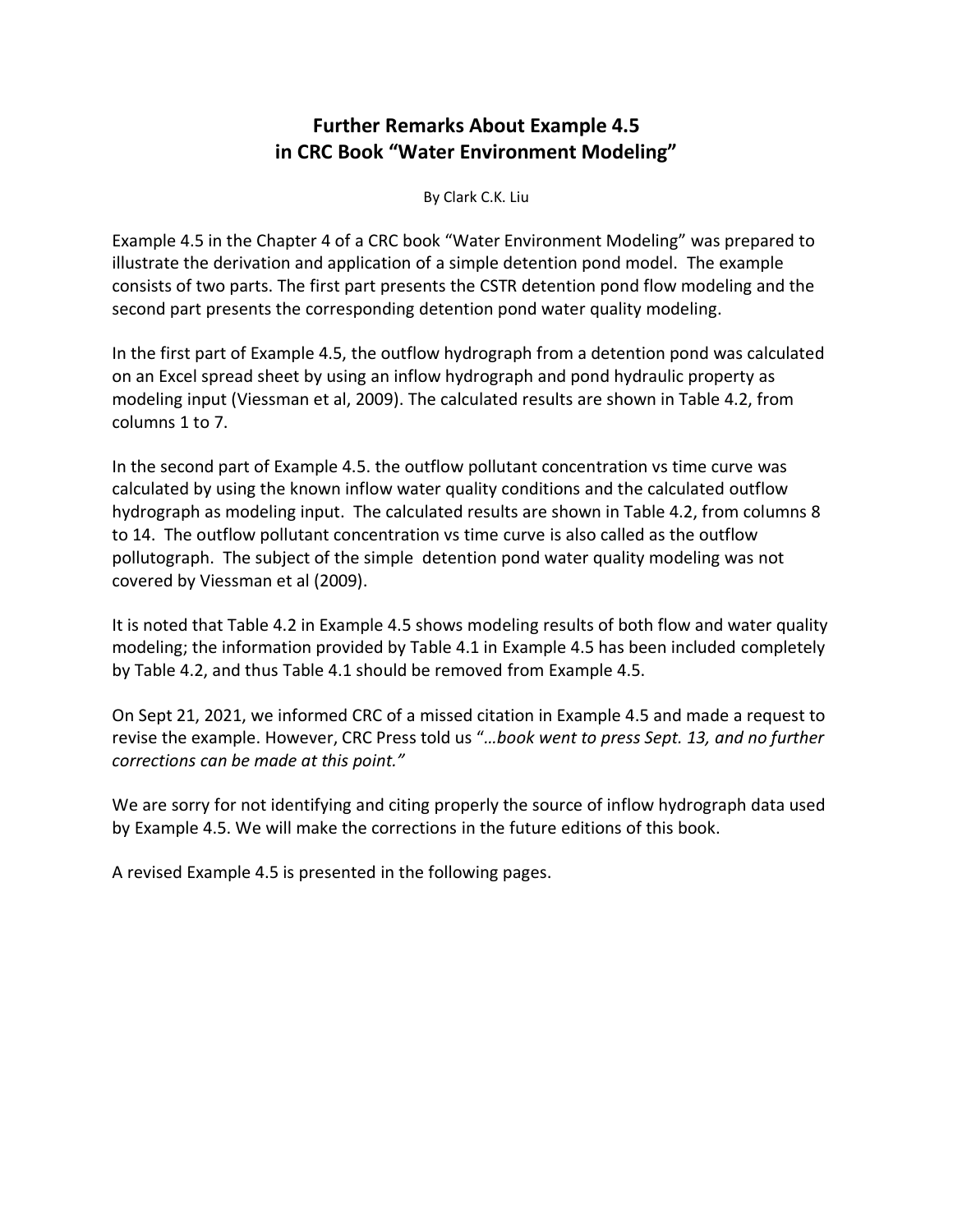# Further Remarks About Example 4.5 in CRC Book "Water Environment Modeling"

By Clark C.K. Liu

Example 4.5 in the Chapter 4 of a CRC book "Water Environment Modeling" was prepared to illustrate the derivation and application of a simple detention pond model. The example consists of two parts. The first part presents the CSTR detention pond flow modeling and the second part presents the corresponding detention pond water quality modeling.

In the first part of Example 4.5, the outflow hydrograph from a detention pond was calculated on an Excel spread sheet by using an inflow hydrograph and pond hydraulic property as modeling input (Viessman et al, 2009). The calculated results are shown in Table 4.2, from columns 1 to 7.

In the second part of Example 4.5. the outflow pollutant concentration vs time curve was calculated by using the known inflow water quality conditions and the calculated outflow hydrograph as modeling input. The calculated results are shown in Table 4.2, from columns 8 to 14. The outflow pollutant concentration vs time curve is also called as the outflow pollutograph. The subject of the simple detention pond water quality modeling was not covered by Viessman et al (2009).

It is noted that Table 4.2 in Example 4.5 shows modeling results of both flow and water quality modeling; the information provided by Table 4.1 in Example 4.5 has been included completely by Table 4.2, and thus Table 4.1 should be removed from Example 4.5.

On Sept 21, 2021, we informed CRC of a missed citation in Example 4.5 and made a request to revise the example. However, CRC Press told us "*…book went to press Sept. 13, and no further corrections can be made at this point.*"

We are sorry for not identifying and citing properly the source of inflow hydrograph data used by Example 4.5. We will make the corrections in the future editions of this book.

A revised Example 4.5 is presented in the following pages.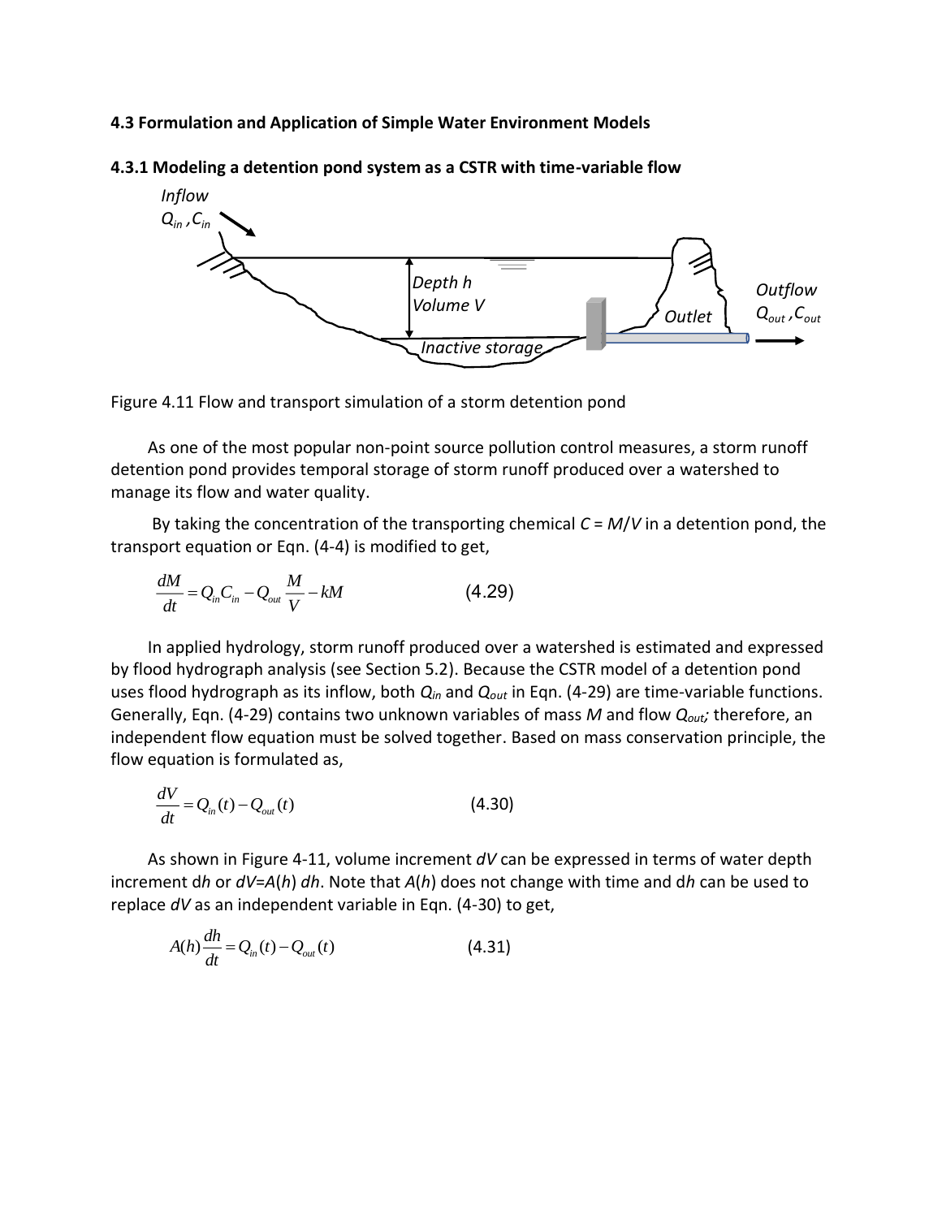### 4.3 Formulation and Application of Simple Water Environment Models

#### 4.3.1 Modeling a detention pond system as a CSTR with time-variable flow

Figure 4.11 Flow and transport simulation of a storm detention pond

As one of the most popular non-point source pollution control measures, a storm runoff detention pond provides temporal storage of storm runoff produced over a watershed to manage its flow and water quality.

By taking the concentration of the transporting chemical $C = M/V$ in a detention pond, the transport equation or Eqn. (4-4) is modified to get,

$$\frac{dM}{dt} = Q_{in}C_{in} - Q_{out}\frac{M}{V} - kM \qquad (4.29)$$

In applied hydrology, storm runoff produced over a watershed is estimated and expressed by flood hydrograph analysis (see Section 5.2). Because the CSTR model of a detention pond uses flood hydrograph as its inflow, both $Q_{in}$ and $Q_{out}$ in Eqn. (4-29) are time-variable functions. Generally, Eqn. (4-29) contains two unknown variables of mass $M$ and flow $Q_{out}$; therefore, an independent flow equation must be solved together. Based on mass conservation principle, the flow equation is formulated as,

$$\frac{dV}{dt} = Q_{in}(t) - Q_{out}(t) \qquad (4.30)$$

As shown in Figure 4-11, volume increment $dV$ can be expressed in terms of water depth increment d$h$ or $dV=A(h)\,dh$. Note that $A(h)$ does not change with time and d$h$ can be used to replace $dV$ as an independent variable in Eqn. (4-30) to get,

$$A(h)\frac{dh}{dt} = Q_{in}(t) - Q_{out}(t) \qquad (4.31)$$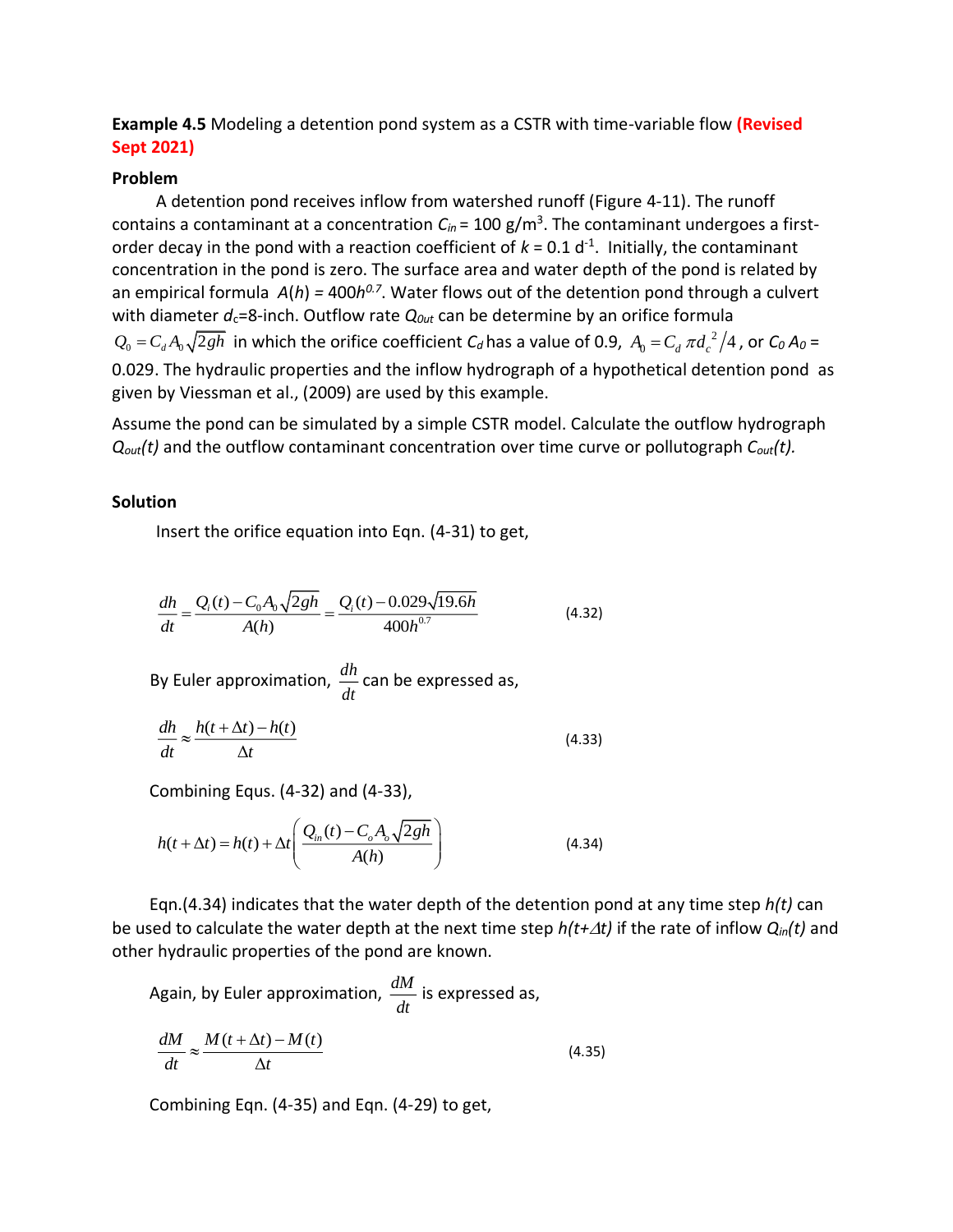**Example 4.5** Modeling a detention pond system as a CSTR with time-variable flow **(Revised Sept 2021)**

**Problem**

A detention pond receives inflow from watershed runoff (Figure 4-11). The runoff contains a contaminant at a concentration $C_{in}$ = 100 g/m$^3$. The contaminant undergoes a first-order decay in the pond with a reaction coefficient of $k$ = 0.1 d$^{-1}$. Initially, the contaminant concentration in the pond is zero. The surface area and water depth of the pond is related by an empirical formula $A(h) = 400h^{0.7}$. Water flows out of the detention pond through a culvert with diameter $d_c$=8-inch. Outflow rate $Q_{0ut}$ can be determine by an orifice formula $Q_0 = C_d A_0 \sqrt{2gh}$ in which the orifice coefficient $C_d$ has a value of 0.9, $A_0 = C_d \pi d_c^2/4$, or $C_0 A_0$ = 0.029. The hydraulic properties and the inflow hydrograph of a hypothetical detention pond as given by Viessman et al., (2009) are used by this example.

Assume the pond can be simulated by a simple CSTR model. Calculate the outflow hydrograph $Q_{out}(t)$ and the outflow contaminant concentration over time curve or pollutograph $C_{out}(t)$.

**Solution**

Insert the orifice equation into Eqn. (4-31) to get,

$$\frac{dh}{dt} = \frac{Q_i(t) - C_0 A_0 \sqrt{2gh}}{A(h)} = \frac{Q_i(t) - 0.029\sqrt{19.6h}}{400h^{0.7}} \qquad (4.32)$$

By Euler approximation, $\frac{dh}{dt}$ can be expressed as,

$$\frac{dh}{dt} \approx \frac{h(t+\Delta t) - h(t)}{\Delta t} \qquad (4.33)$$

Combining Equs. (4-32) and (4-33),

$$h(t+\Delta t) = h(t) + \Delta t \left( \frac{Q_{in}(t) - C_o A_o \sqrt{2gh}}{A(h)} \right) \qquad (4.34)$$

Eqn.(4.34) indicates that the water depth of the detention pond at any time step $h(t)$ can be used to calculate the water depth at the next time step $h(t+\Delta t)$ if the rate of inflow $Q_{in}(t)$ and other hydraulic properties of the pond are known.

Again, by Euler approximation, $\frac{dM}{dt}$ is expressed as,

$$\frac{dM}{dt} \approx \frac{M(t+\Delta t) - M(t)}{\Delta t} \qquad (4.35)$$

Combining Eqn. (4-35) and Eqn. (4-29) to get,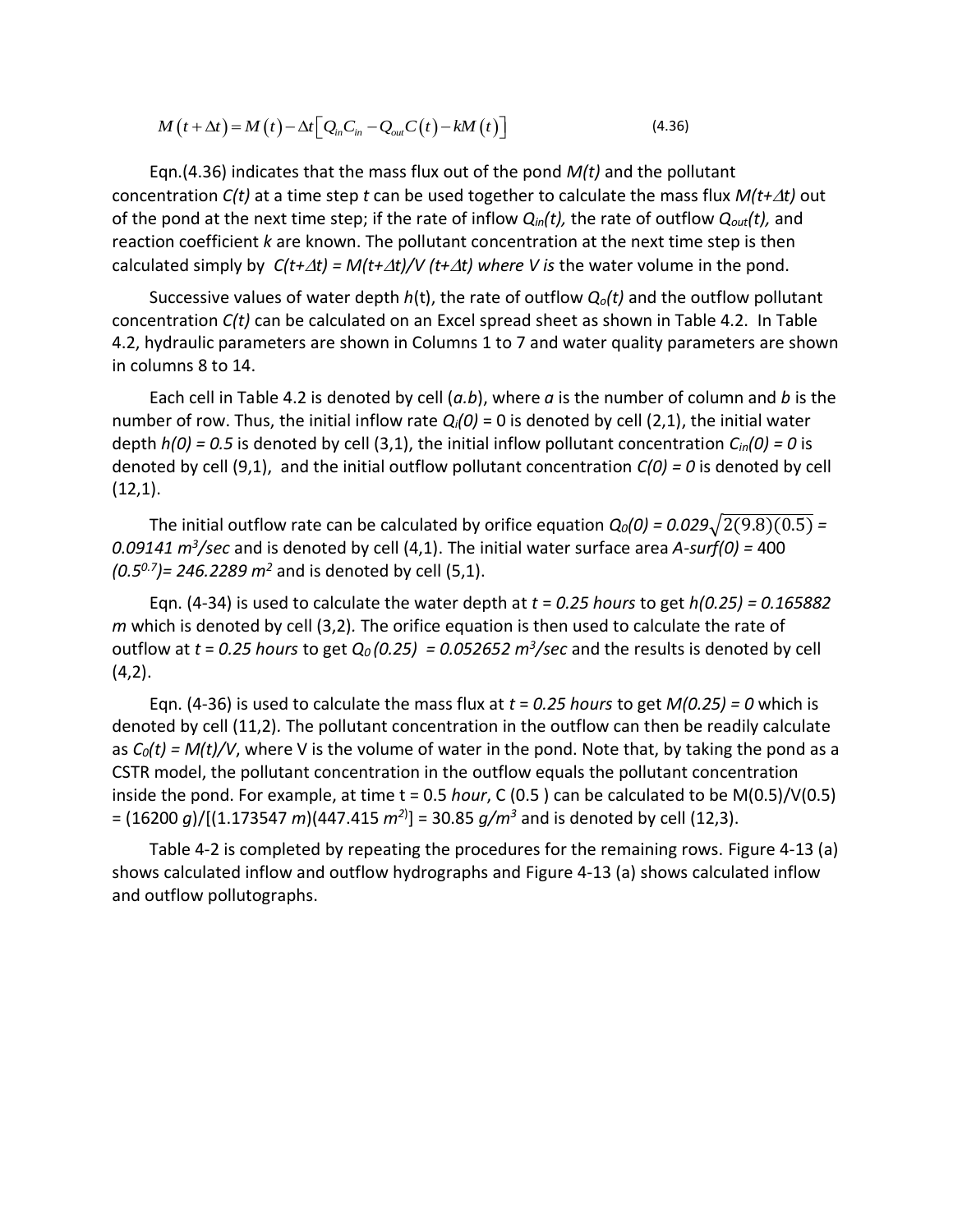$$M(t+\Delta t) = M(t) - \Delta t\left[Q_{in}C_{in} - Q_{out}C(t) - kM(t)\right] \tag{4.36}$$

Eqn.(4.36) indicates that the mass flux out of the pond *M(t)* and the pollutant concentration *C(t)* at a time step *t* can be used together to calculate the mass flux $M(t+\Delta t)$ out of the pond at the next time step; if the rate of inflow $Q_{in}(t)$, the rate of outflow $Q_{out}(t)$, and reaction coefficient *k* are known. The pollutant concentration at the next time step is then calculated simply by $C(t+\Delta t) = M(t+\Delta t)/V(t+\Delta t)$ *where V is* the water volume in the pond.

Successive values of water depth *h*(t), the rate of outflow $Q_o(t)$ and the outflow pollutant concentration *C(t)* can be calculated on an Excel spread sheet as shown in Table 4.2. In Table 4.2, hydraulic parameters are shown in Columns 1 to 7 and water quality parameters are shown in columns 8 to 14.

Each cell in Table 4.2 is denoted by cell (*a.b*), where *a* is the number of column and *b* is the number of row. Thus, the initial inflow rate $Q_i(0) = 0$ is denoted by cell (2,1), the initial water depth $h(0) = 0.5$ is denoted by cell (3,1), the initial inflow pollutant concentration $C_{in}(0) = 0$ is denoted by cell (9,1), and the initial outflow pollutant concentration $C(0) = 0$ is denoted by cell (12,1).

The initial outflow rate can be calculated by orifice equation $Q_0(0) = 0.029\sqrt{2(9.8)(0.5)} = 0.09141\ m^3/sec$ and is denoted by cell (4,1). The initial water surface area $A\text{-}surf(0) = 400\ (0.5^{0.7}) = 246.2289\ m^2$ and is denoted by cell (5,1).

Eqn. (4-34) is used to calculate the water depth at $t = 0.25$ *hours* to get $h(0.25) = 0.165882$ *m* which is denoted by cell (3,2). The orifice equation is then used to calculate the rate of outflow at $t = 0.25$ *hours* to get $Q_0(0.25) = 0.052652\ m^3/sec$ and the results is denoted by cell (4,2).

Eqn. (4-36) is used to calculate the mass flux at $t = 0.25$ *hours* to get $M(0.25) = 0$ which is denoted by cell (11,2). The pollutant concentration in the outflow can then be readily calculate as $C_0(t) = M(t)/V$, where V is the volume of water in the pond. Note that, by taking the pond as a CSTR model, the pollutant concentration in the outflow equals the pollutant concentration inside the pond. For example, at time t = 0.5 *hour*, C (0.5 ) can be calculated to be M(0.5)/V(0.5) = (16200 *g*)/[(1.173547 *m*)(447.415 $m^2$)] = 30.85 $g/m^3$ and is denoted by cell (12,3).

Table 4-2 is completed by repeating the procedures for the remaining rows. Figure 4-13 (a) shows calculated inflow and outflow hydrographs and Figure 4-13 (a) shows calculated inflow and outflow pollutographs.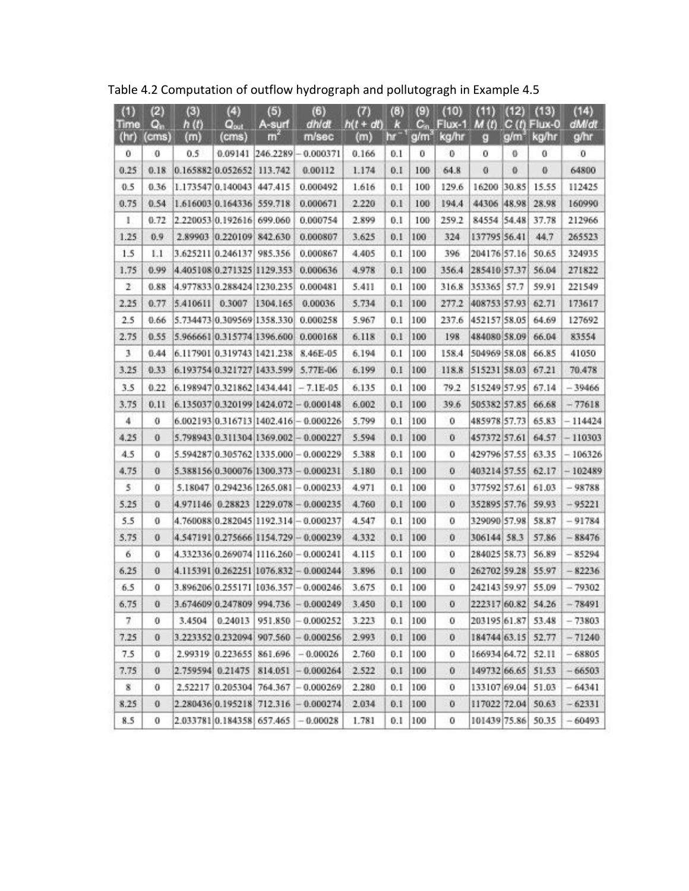Table 4.2 Computation of outflow hydrograph and pollutogragh in Example 4.5

| (1) Time (hr) | (2) $Q_{in}$ (cms) | (3) $h(t)$ (m) | (4) $Q_{out}$ (cms) | (5) A-surf $m^2$ | (6) $dh/dt$ m/sec | (7) $h(t+dt)$ (m) | (8) $k$ $hr^{-1}$ | (9) $C_{in}$ $g/m^3$ | (10) Flux-1 kg/hr | (11) $M(t)$ g | (12) $C(t)$ $g/m^3$ | (13) Flux-0 kg/hr | (14) $dM/dt$ g/hr |
|---|---|---|---|---|---|---|---|---|---|---|---|---|---|
| 0 | 0 | 0.5 | 0.09141 | 246.2289 | −0.000371 | 0.166 | 0.1 | 0 | 0 | 0 | 0 | 0 | 0 |
| 0.25 | 0.18 | 0.165882 | 0.052652 | 113.742 | 0.00112 | 1.174 | 0.1 | 100 | 64.8 | 0 | 0 | 0 | 64800 |
| 0.5 | 0.36 | 1.173547 | 0.140043 | 447.415 | 0.000492 | 1.616 | 0.1 | 100 | 129.6 | 16200 | 30.85 | 15.55 | 112425 |
| 0.75 | 0.54 | 1.616003 | 0.164336 | 559.718 | 0.000671 | 2.220 | 0.1 | 100 | 194.4 | 44306 | 48.98 | 28.98 | 160990 |
| 1 | 0.72 | 2.220053 | 0.192616 | 699.060 | 0.000754 | 2.899 | 0.1 | 100 | 259.2 | 84554 | 54.48 | 37.78 | 212966 |
| 1.25 | 0.9 | 2.89903 | 0.220109 | 842.630 | 0.000807 | 3.625 | 0.1 | 100 | 324 | 137795 | 56.41 | 44.7 | 265523 |
| 1.5 | 1.1 | 3.625211 | 0.246137 | 985.356 | 0.000867 | 4.405 | 0.1 | 100 | 396 | 204176 | 57.16 | 50.65 | 324935 |
| 1.75 | 0.99 | 4.405108 | 0.271325 | 1129.353 | 0.000636 | 4.978 | 0.1 | 100 | 356.4 | 285410 | 57.37 | 56.04 | 271822 |
| 2 | 0.88 | 4.977833 | 0.288424 | 1230.235 | 0.000481 | 5.411 | 0.1 | 100 | 316.8 | 353365 | 57.7 | 59.91 | 221549 |
| 2.25 | 0.77 | 5.410611 | 0.3007 | 1304.165 | 0.00036 | 5.734 | 0.1 | 100 | 277.2 | 408753 | 57.93 | 62.71 | 173617 |
| 2.5 | 0.66 | 5.734473 | 0.309569 | 1358.330 | 0.000258 | 5.967 | 0.1 | 100 | 237.6 | 452157 | 58.05 | 64.69 | 127692 |
| 2.75 | 0.55 | 5.966661 | 0.315774 | 1396.600 | 0.000168 | 6.118 | 0.1 | 100 | 198 | 484080 | 58.09 | 66.04 | 83554 |
| 3 | 0.44 | 6.117901 | 0.319743 | 1421.238 | 8.46E-05 | 6.194 | 0.1 | 100 | 158.4 | 504969 | 58.08 | 66.85 | 41050 |
| 3.25 | 0.33 | 6.193754 | 0.321727 | 1433.599 | 5.77E-06 | 6.199 | 0.1 | 100 | 118.8 | 515231 | 58.03 | 67.21 | 70.478 |
| 3.5 | 0.22 | 6.198947 | 0.321862 | 1434.441 | −7.1E-05 | 6.135 | 0.1 | 100 | 79.2 | 515249 | 57.95 | 67.14 | −39466 |
| 3.75 | 0.11 | 6.135037 | 0.320199 | 1424.072 | −0.000148 | 6.002 | 0.1 | 100 | 39.6 | 505382 | 57.85 | 66.68 | −77618 |
| 4 | 0 | 6.002193 | 0.316713 | 1402.416 | −0.000226 | 5.799 | 0.1 | 100 | 0 | 485978 | 57.73 | 65.83 | −114424 |
| 4.25 | 0 | 5.798943 | 0.311304 | 1369.002 | −0.000227 | 5.594 | 0.1 | 100 | 0 | 457372 | 57.61 | 64.57 | −110303 |
| 4.5 | 0 | 5.594287 | 0.305762 | 1335.000 | −0.000229 | 5.388 | 0.1 | 100 | 0 | 429796 | 57.55 | 63.35 | −106326 |
| 4.75 | 0 | 5.388156 | 0.300076 | 1300.373 | −0.000231 | 5.180 | 0.1 | 100 | 0 | 403214 | 57.55 | 62.17 | −102489 |
| 5 | 0 | 5.18047 | 0.294236 | 1265.081 | −0.000233 | 4.971 | 0.1 | 100 | 0 | 377592 | 57.61 | 61.03 | −98788 |
| 5.25 | 0 | 4.971146 | 0.28823 | 1229.078 | −0.000235 | 4.760 | 0.1 | 100 | 0 | 352895 | 57.76 | 59.93 | −95221 |
| 5.5 | 0 | 4.760088 | 0.282045 | 1192.314 | −0.000237 | 4.547 | 0.1 | 100 | 0 | 329090 | 57.98 | 58.87 | −91784 |
| 5.75 | 0 | 4.547191 | 0.275666 | 1154.729 | −0.000239 | 4.332 | 0.1 | 100 | 0 | 306144 | 58.3 | 57.86 | −88476 |
| 6 | 0 | 4.332336 | 0.269074 | 1116.260 | −0.000241 | 4.115 | 0.1 | 100 | 0 | 284025 | 58.73 | 56.89 | −85294 |
| 6.25 | 0 | 4.115391 | 0.262251 | 1076.832 | −0.000244 | 3.896 | 0.1 | 100 | 0 | 262702 | 59.28 | 55.97 | −82236 |
| 6.5 | 0 | 3.896206 | 0.255171 | 1036.357 | −0.000246 | 3.675 | 0.1 | 100 | 0 | 242143 | 59.97 | 55.09 | −79302 |
| 6.75 | 0 | 3.674609 | 0.247809 | 994.736 | −0.000249 | 3.450 | 0.1 | 100 | 0 | 222317 | 60.82 | 54.26 | −78491 |
| 7 | 0 | 3.4504 | 0.24013 | 951.850 | −0.000252 | 3.223 | 0.1 | 100 | 0 | 203195 | 61.87 | 53.48 | −73803 |
| 7.25 | 0 | 3.223352 | 0.232094 | 907.560 | −0.000256 | 2.993 | 0.1 | 100 | 0 | 184744 | 63.15 | 52.77 | −71240 |
| 7.5 | 0 | 2.99319 | 0.223655 | 861.696 | −0.00026 | 2.760 | 0.1 | 100 | 0 | 166934 | 64.72 | 52.11 | −68805 |
| 7.75 | 0 | 2.759594 | 0.21475 | 814.051 | −0.000264 | 2.522 | 0.1 | 100 | 0 | 149732 | 66.65 | 51.53 | −66503 |
| 8 | 0 | 2.52217 | 0.205304 | 764.367 | −0.000269 | 2.280 | 0.1 | 100 | 0 | 133107 | 69.04 | 51.03 | −64341 |
| 8.25 | 0 | 2.280436 | 0.195218 | 712.316 | −0.000274 | 2.034 | 0.1 | 100 | 0 | 117022 | 72.04 | 50.63 | −62331 |
| 8.5 | 0 | 2.033781 | 0.184358 | 657.465 | −0.00028 | 1.781 | 0.1 | 100 | 0 | 101439 | 75.86 | 50.35 | −60493 |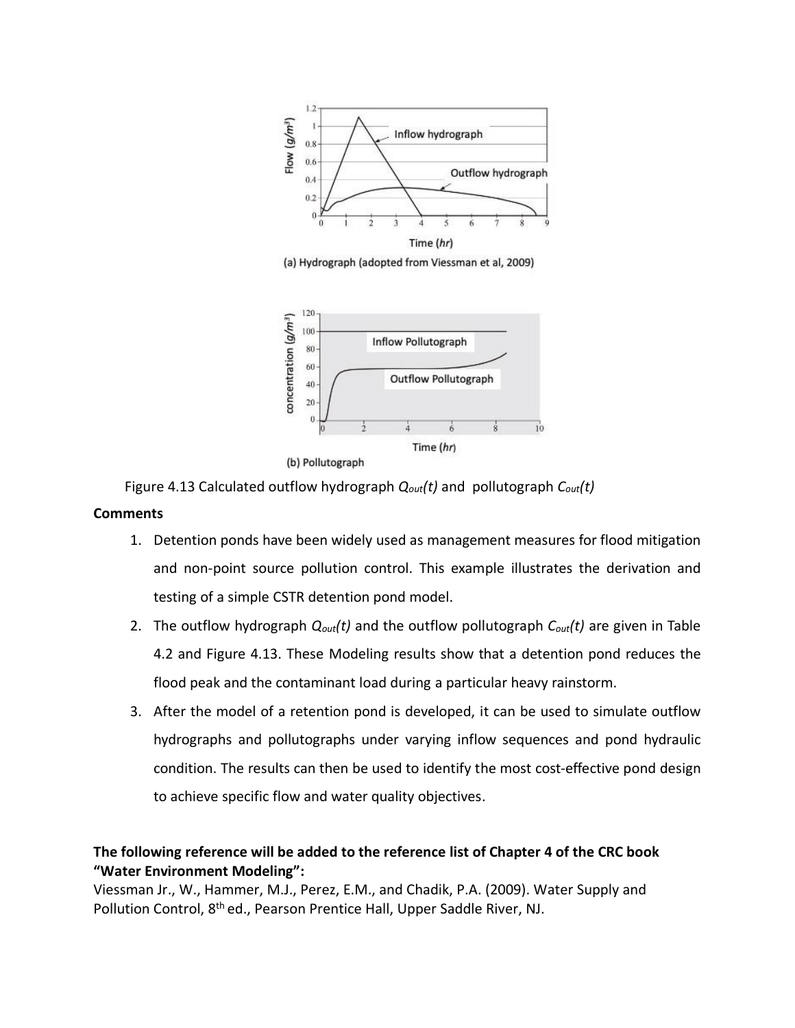Flow ($g/m^3$)

1.2
1
0.8
0.6
0.4
0.2
0

Inflow hydrograph

Outflow hydrograph

0 1 2 3 4 5 6 7 8 9

Time ($hr$)

(a) Hydrograph (adopted from Viessman et al, 2009)

concentration ($g/m^3$)

120
100
80
60
40
20
0

Inflow Pollutograph

Outflow Pollutograph

0 2 4 6 8 10

Time ($hr$)

(b) Pollutograph

Figure 4.13 Calculated outflow hydrograph $Q_{out}(t)$ and pollutograph $C_{out}(t)$

**Comments**

1. Detention ponds have been widely used as management measures for flood mitigation and non-point source pollution control. This example illustrates the derivation and testing of a simple CSTR detention pond model.
2. The outflow hydrograph $Q_{out}(t)$ and the outflow pollutograph $C_{out}(t)$ are given in Table 4.2 and Figure 4.13. These Modeling results show that a detention pond reduces the flood peak and the contaminant load during a particular heavy rainstorm.
3. After the model of a retention pond is developed, it can be used to simulate outflow hydrographs and pollutographs under varying inflow sequences and pond hydraulic condition. The results can then be used to identify the most cost-effective pond design to achieve specific flow and water quality objectives.

**The following reference will be added to the reference list of Chapter 4 of the CRC book "Water Environment Modeling":**

Viessman Jr., W., Hammer, M.J., Perez, E.M., and Chadik, P.A. (2009). Water Supply and Pollution Control, 8th ed., Pearson Prentice Hall, Upper Saddle River, NJ.